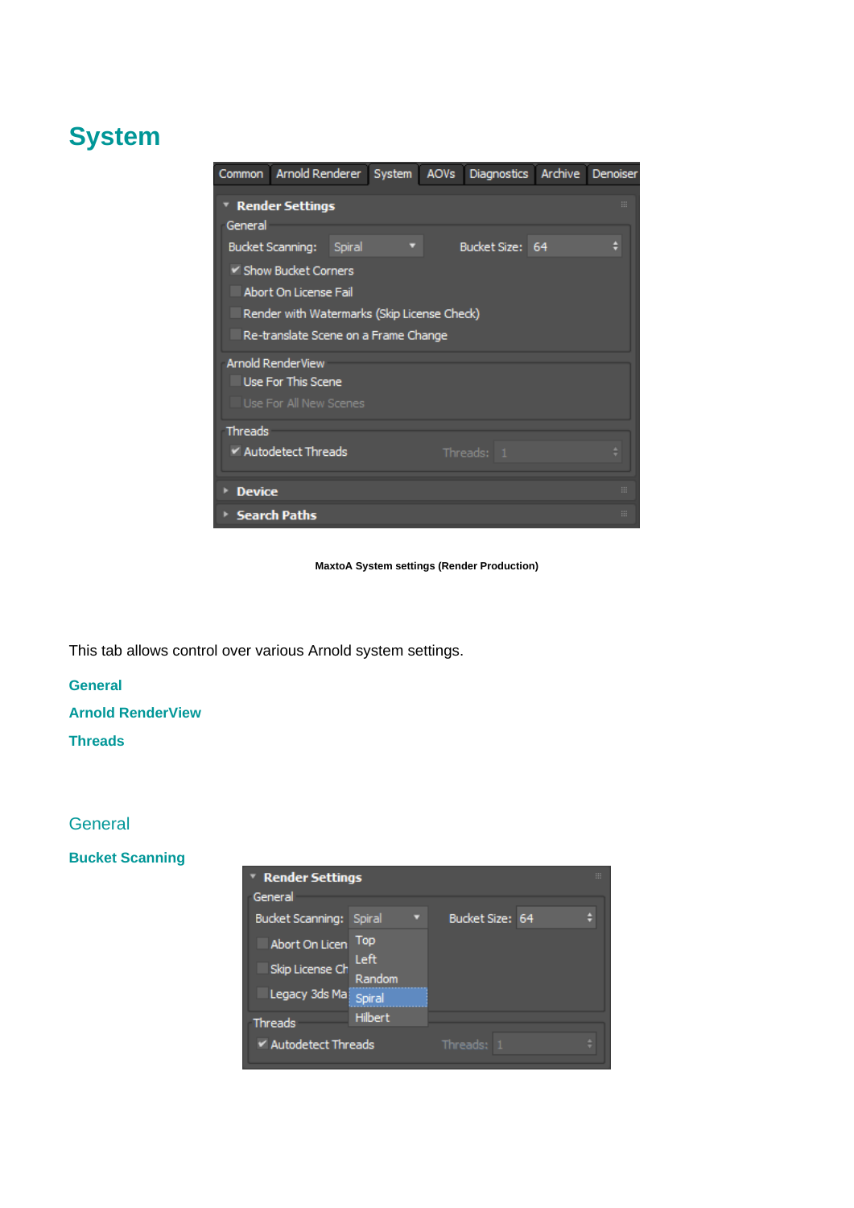# System

MaxtoA System settings (Render Production)

This tab allows control over various Arnold system settings.

**General**

**Arnold RenderView**

**Threads**

## General

### Bucket Scanning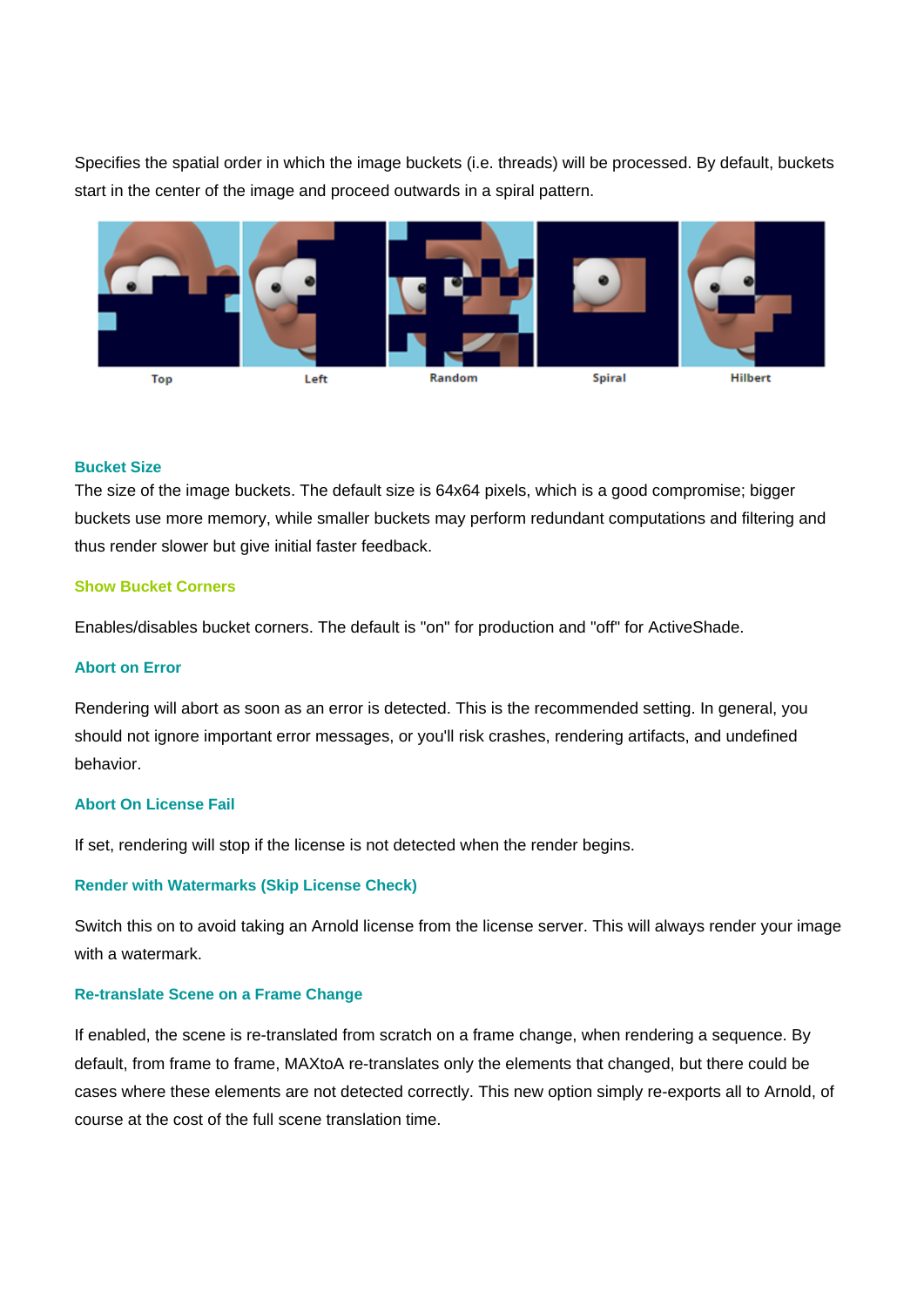Specifies the spatial order in which the image buckets (i.e. threads) will be processed. By default, buckets start in the center of the image and proceed outwards in a spiral pattern.

Top

Left

Random

Spiral

Hilbert

### Bucket Size

The size of the image buckets. The default size is 64x64 pixels, which is a good compromise; bigger buckets use more memory, while smaller buckets may perform redundant computations and filtering and thus render slower but give initial faster feedback.

### Show Bucket Corners

Enables/disables bucket corners. The default is "on" for production and "off" for ActiveShade.

### Abort on Error

Rendering will abort as soon as an error is detected. This is the recommended setting. In general, you should not ignore important error messages, or you'll risk crashes, rendering artifacts, and undefined behavior.

### Abort On License Fail

If set, rendering will stop if the license is not detected when the render begins.

### Render with Watermarks (Skip License Check)

Switch this on to avoid taking an Arnold license from the license server. This will always render your image with a watermark.

### Re-translate Scene on a Frame Change

If enabled, the scene is re-translated from scratch on a frame change, when rendering a sequence. By default, from frame to frame, MAXtoA re-translates only the elements that changed, but there could be cases where these elements are not detected correctly. This new option simply re-exports all to Arnold, of course at the cost of the full scene translation time.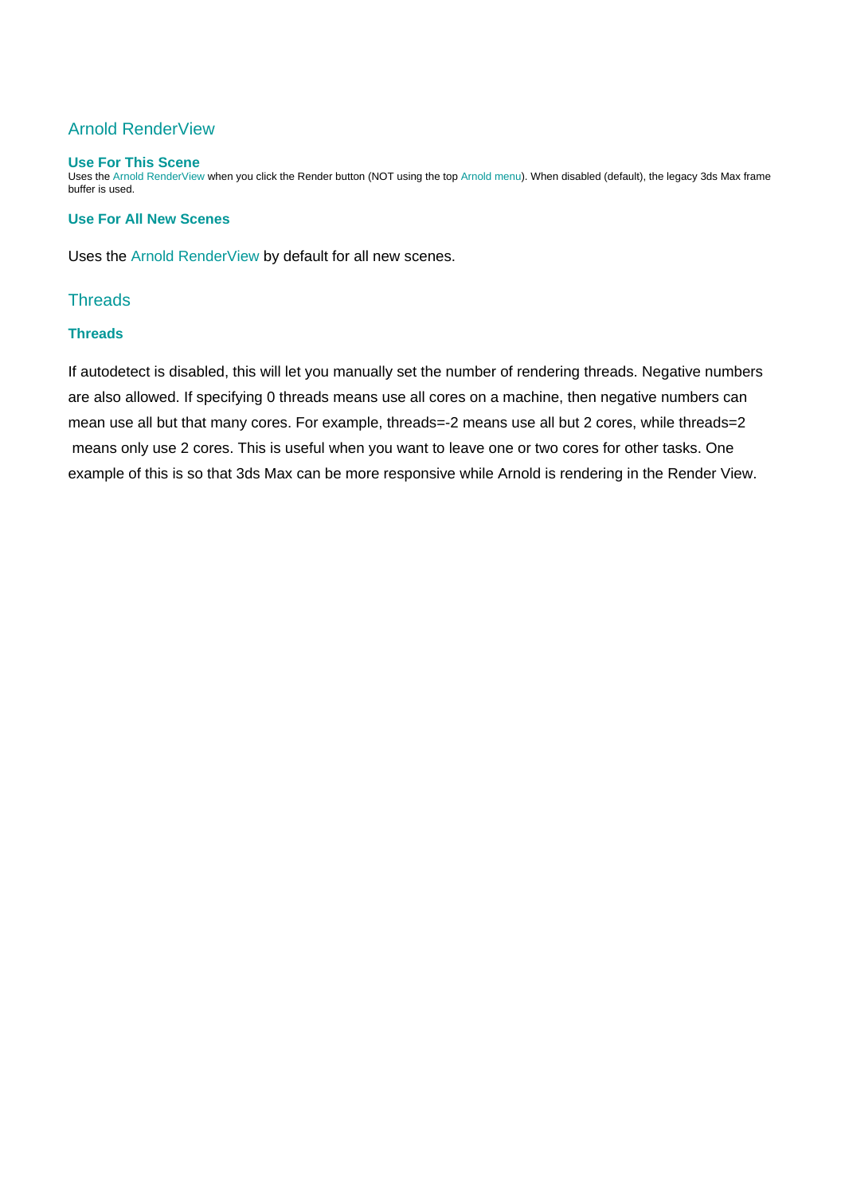## Arnold RenderView

#### Use For This Scene

Uses the Arnold RenderView when you click the Render button (NOT using the top Arnold menu). When disabled (default), the legacy 3ds Max frame buffer is used.

#### Use For All New Scenes

Uses the Arnold RenderView by default for all new scenes.

## Threads

#### Threads

If autodetect is disabled, this will let you manually set the number of rendering threads. Negative numbers are also allowed. If specifying 0 threads means use all cores on a machine, then negative numbers can mean use all but that many cores. For example, threads=-2 means use all but 2 cores, while threads=2 means only use 2 cores. This is useful when you want to leave one or two cores for other tasks. One example of this is so that 3ds Max can be more responsive while Arnold is rendering in the Render View.